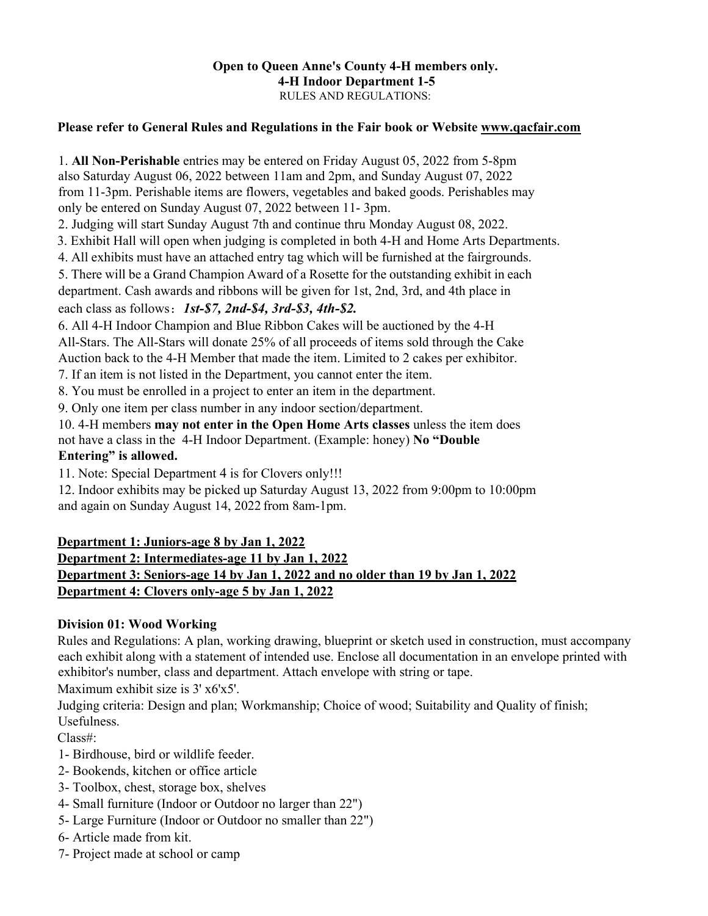**Open to Queen Anne's County 4-H members only.**
**4-H Indoor Department 1-5**
RULES AND REGULATIONS:

**Please refer to General Rules and Regulations in the Fair book or Website www.qacfair.com**

1. **All Non-Perishable** entries may be entered on Friday August 05, 2022 from 5-8pm also Saturday August 06, 2022 between 11am and 2pm, and Sunday August 07, 2022 from 11-3pm. Perishable items are flowers, vegetables and baked goods. Perishables may only be entered on Sunday August 07, 2022 between 11- 3pm.
2. Judging will start Sunday August 7th and continue thru Monday August 08, 2022.
3. Exhibit Hall will open when judging is completed in both 4-H and Home Arts Departments.
4. All exhibits must have an attached entry tag which will be furnished at the fairgrounds.
5. There will be a Grand Champion Award of a Rosette for the outstanding exhibit in each department. Cash awards and ribbons will be given for 1st, 2nd, 3rd, and 4th place in each class as follows: ***1st-$7, 2nd-$4, 3rd-$3, 4th-$2.***
6. All 4-H Indoor Champion and Blue Ribbon Cakes will be auctioned by the 4-H All-Stars. The All-Stars will donate 25% of all proceeds of items sold through the Cake Auction back to the 4-H Member that made the item. Limited to 2 cakes per exhibitor.
7. If an item is not listed in the Department, you cannot enter the item.
8. You must be enrolled in a project to enter an item in the department.
9. Only one item per class number in any indoor section/department.
10. 4-H members **may not enter in the Open Home Arts classes** unless the item does not have a class in the 4-H Indoor Department. (Example: honey) **No "Double Entering" is allowed.**
11. Note: Special Department 4 is for Clovers only!!!
12. Indoor exhibits may be picked up Saturday August 13, 2022 from 9:00pm to 10:00pm and again on Sunday August 14, 2022 from 8am-1pm.

**Department 1: Juniors-age 8 by Jan 1, 2022**
**Department 2: Intermediates-age 11 by Jan 1, 2022**
**Department 3: Seniors-age 14 by Jan 1, 2022 and no older than 19 by Jan 1, 2022**
**Department 4: Clovers only-age 5 by Jan 1, 2022**

### Division 01: Wood Working

Rules and Regulations: A plan, working drawing, blueprint or sketch used in construction, must accompany each exhibit along with a statement of intended use. Enclose all documentation in an envelope printed with exhibitor's number, class and department. Attach envelope with string or tape.

Maximum exhibit size is 3' x6'x5'.

Judging criteria: Design and plan; Workmanship; Choice of wood; Suitability and Quality of finish; Usefulness.

Class#:

1- Birdhouse, bird or wildlife feeder.
2- Bookends, kitchen or office article
3- Toolbox, chest, storage box, shelves
4- Small furniture (Indoor or Outdoor no larger than 22")
5- Large Furniture (Indoor or Outdoor no smaller than 22")
6- Article made from kit.
7- Project made at school or camp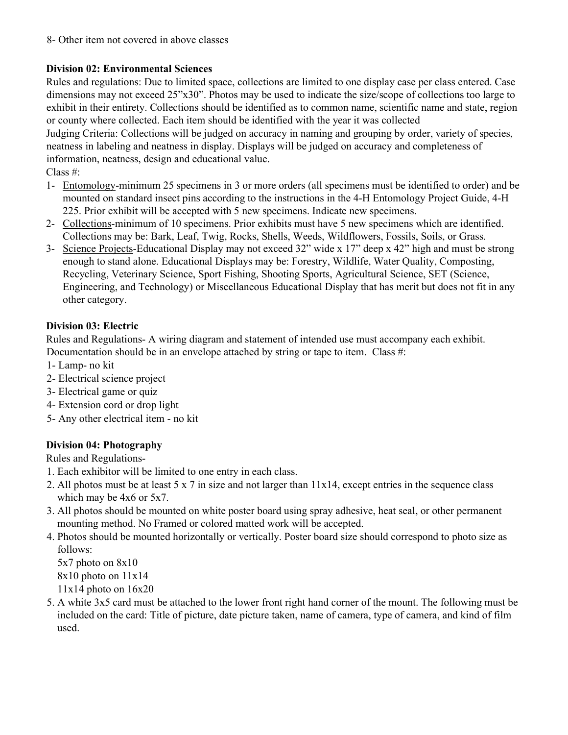8- Other item not covered in above classes

**Division 02: Environmental Sciences**

Rules and regulations: Due to limited space, collections are limited to one display case per class entered. Case dimensions may not exceed 25"x30". Photos may be used to indicate the size/scope of collections too large to exhibit in their entirety. Collections should be identified as to common name, scientific name and state, region or county where collected. Each item should be identified with the year it was collected

Judging Criteria: Collections will be judged on accuracy in naming and grouping by order, variety of species, neatness in labeling and neatness in display. Displays will be judged on accuracy and completeness of information, neatness, design and educational value.

Class #:

1- Entomology-minimum 25 specimens in 3 or more orders (all specimens must be identified to order) and be mounted on standard insect pins according to the instructions in the 4-H Entomology Project Guide, 4-H 225. Prior exhibit will be accepted with 5 new specimens. Indicate new specimens.
2- Collections-minimum of 10 specimens. Prior exhibits must have 5 new specimens which are identified. Collections may be: Bark, Leaf, Twig, Rocks, Shells, Weeds, Wildflowers, Fossils, Soils, or Grass.
3- Science Projects-Educational Display may not exceed 32" wide x 17" deep x 42" high and must be strong enough to stand alone. Educational Displays may be: Forestry, Wildlife, Water Quality, Composting, Recycling, Veterinary Science, Sport Fishing, Shooting Sports, Agricultural Science, SET (Science, Engineering, and Technology) or Miscellaneous Educational Display that has merit but does not fit in any other category.

**Division 03: Electric**

Rules and Regulations- A wiring diagram and statement of intended use must accompany each exhibit. Documentation should be in an envelope attached by string or tape to item. Class #:

1- Lamp- no kit
2- Electrical science project
3- Electrical game or quiz
4- Extension cord or drop light
5- Any other electrical item - no kit

**Division 04: Photography**

Rules and Regulations-

1. Each exhibitor will be limited to one entry in each class.
2. All photos must be at least 5 x 7 in size and not larger than 11x14, except entries in the sequence class which may be 4x6 or 5x7.
3. All photos should be mounted on white poster board using spray adhesive, heat seal, or other permanent mounting method. No Framed or colored matted work will be accepted.
4. Photos should be mounted horizontally or vertically. Poster board size should correspond to photo size as follows:
   5x7 photo on 8x10
   8x10 photo on 11x14
   11x14 photo on 16x20
5. A white 3x5 card must be attached to the lower front right hand corner of the mount. The following must be included on the card: Title of picture, date picture taken, name of camera, type of camera, and kind of film used.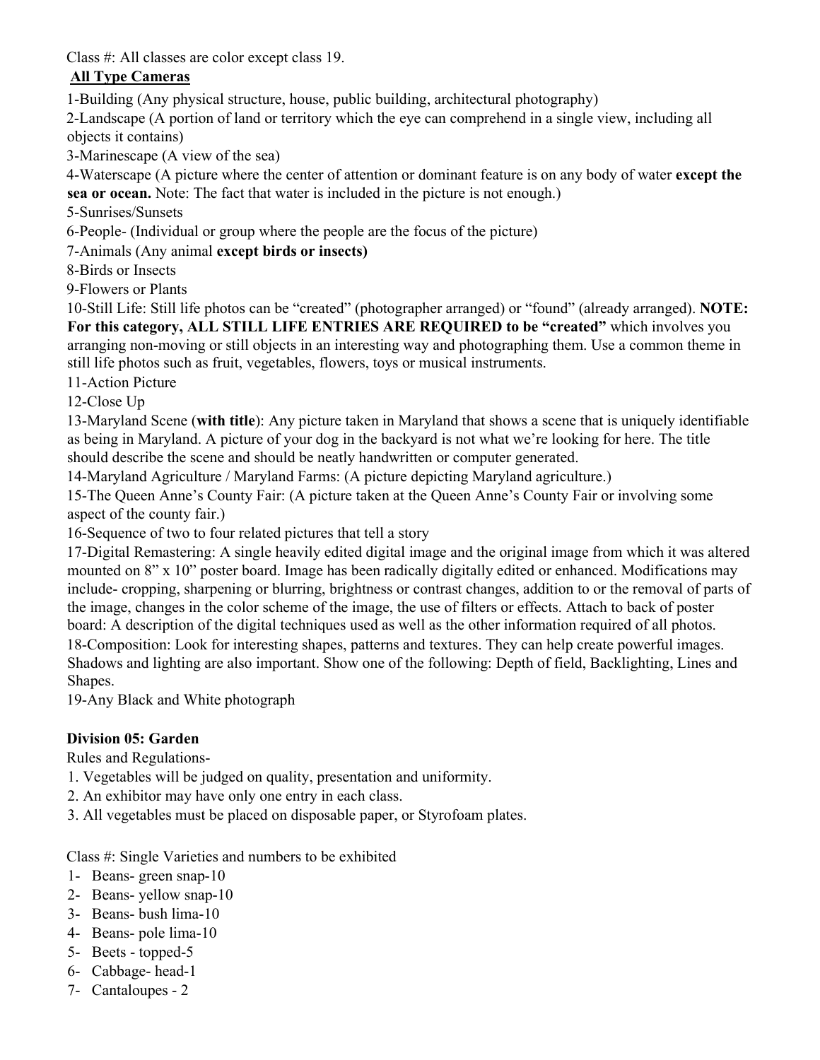Class #: All classes are color except class 19.

**All Type Cameras**

1-Building (Any physical structure, house, public building, architectural photography)

2-Landscape (A portion of land or territory which the eye can comprehend in a single view, including all objects it contains)

3-Marinescape (A view of the sea)

4-Waterscape (A picture where the center of attention or dominant feature is on any body of water **except the sea or ocean.** Note: The fact that water is included in the picture is not enough.)

5-Sunrises/Sunsets

6-People- (Individual or group where the people are the focus of the picture)

7-Animals (Any animal **except birds or insects)**

8-Birds or Insects

9-Flowers or Plants

10-Still Life: Still life photos can be "created" (photographer arranged) or "found" (already arranged). **NOTE: For this category, ALL STILL LIFE ENTRIES ARE REQUIRED to be "created"** which involves you arranging non-moving or still objects in an interesting way and photographing them. Use a common theme in still life photos such as fruit, vegetables, flowers, toys or musical instruments.

11-Action Picture

12-Close Up

13-Maryland Scene (**with title**): Any picture taken in Maryland that shows a scene that is uniquely identifiable as being in Maryland. A picture of your dog in the backyard is not what we're looking for here. The title should describe the scene and should be neatly handwritten or computer generated.

14-Maryland Agriculture / Maryland Farms: (A picture depicting Maryland agriculture.)

15-The Queen Anne's County Fair: (A picture taken at the Queen Anne's County Fair or involving some aspect of the county fair.)

16-Sequence of two to four related pictures that tell a story

17-Digital Remastering: A single heavily edited digital image and the original image from which it was altered mounted on 8" x 10" poster board. Image has been radically digitally edited or enhanced. Modifications may include- cropping, sharpening or blurring, brightness or contrast changes, addition to or the removal of parts of the image, changes in the color scheme of the image, the use of filters or effects. Attach to back of poster board: A description of the digital techniques used as well as the other information required of all photos.

18-Composition: Look for interesting shapes, patterns and textures. They can help create powerful images. Shadows and lighting are also important. Show one of the following: Depth of field, Backlighting, Lines and Shapes.

19-Any Black and White photograph

**Division 05: Garden**

Rules and Regulations-

1. Vegetables will be judged on quality, presentation and uniformity.
2. An exhibitor may have only one entry in each class.
3. All vegetables must be placed on disposable paper, or Styrofoam plates.

Class #: Single Varieties and numbers to be exhibited

1- Beans- green snap-10
2- Beans- yellow snap-10
3- Beans- bush lima-10
4- Beans- pole lima-10
5- Beets - topped-5
6- Cabbage- head-1
7- Cantaloupes - 2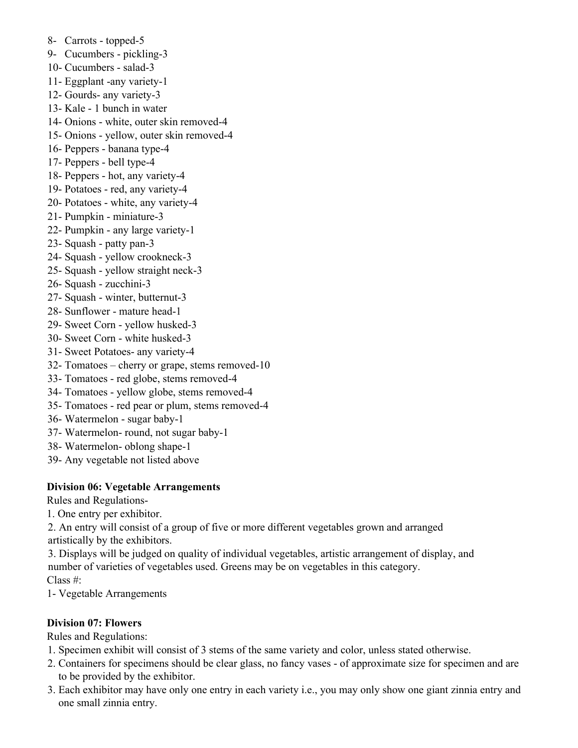8- Carrots - topped-5
9- Cucumbers - pickling-3
10- Cucumbers - salad-3
11- Eggplant -any variety-1
12- Gourds- any variety-3
13- Kale - 1 bunch in water
14- Onions - white, outer skin removed-4
15- Onions - yellow, outer skin removed-4
16- Peppers - banana type-4
17- Peppers - bell type-4
18- Peppers - hot, any variety-4
19- Potatoes - red, any variety-4
20- Potatoes - white, any variety-4
21- Pumpkin - miniature-3
22- Pumpkin - any large variety-1
23- Squash - patty pan-3
24- Squash - yellow crookneck-3
25- Squash - yellow straight neck-3
26- Squash - zucchini-3
27- Squash - winter, butternut-3
28- Sunflower - mature head-1
29- Sweet Corn - yellow husked-3
30- Sweet Corn - white husked-3
31- Sweet Potatoes- any variety-4
32- Tomatoes – cherry or grape, stems removed-10
33- Tomatoes - red globe, stems removed-4
34- Tomatoes - yellow globe, stems removed-4
35- Tomatoes - red pear or plum, stems removed-4
36- Watermelon - sugar baby-1
37- Watermelon- round, not sugar baby-1
38- Watermelon- oblong shape-1
39- Any vegetable not listed above

**Division 06: Vegetable Arrangements**

Rules and Regulations-

1. One entry per exhibitor.
2. An entry will consist of a group of five or more different vegetables grown and arranged artistically by the exhibitors.
3. Displays will be judged on quality of individual vegetables, artistic arrangement of display, and number of varieties of vegetables used. Greens may be on vegetables in this category.

Class #:

1- Vegetable Arrangements

**Division 07: Flowers**

Rules and Regulations:

1. Specimen exhibit will consist of 3 stems of the same variety and color, unless stated otherwise.
2. Containers for specimens should be clear glass, no fancy vases - of approximate size for specimen and are to be provided by the exhibitor.
3. Each exhibitor may have only one entry in each variety i.e., you may only show one giant zinnia entry and one small zinnia entry.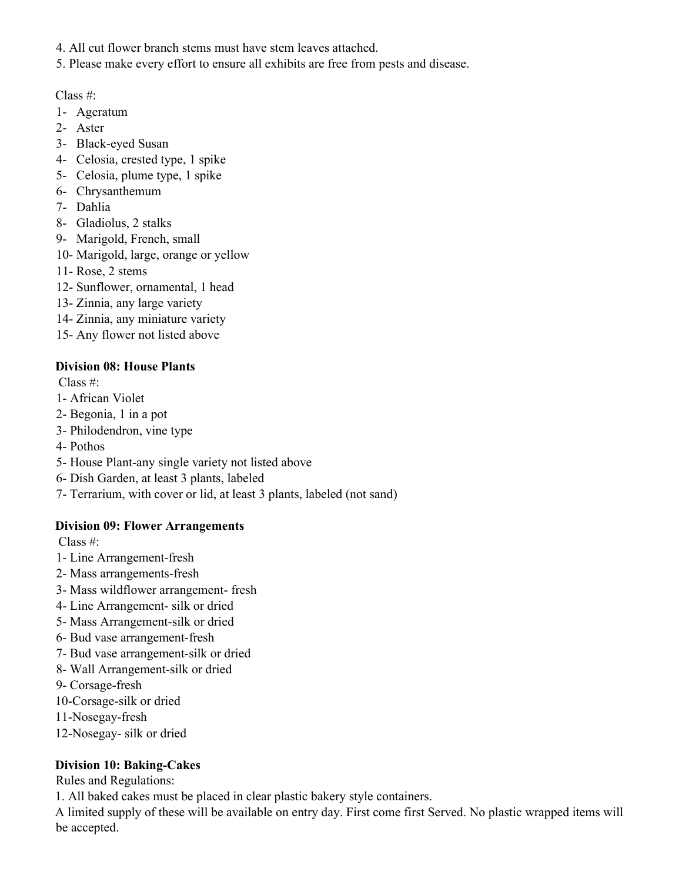4. All cut flower branch stems must have stem leaves attached.
5. Please make every effort to ensure all exhibits are free from pests and disease.

Class #:
1- Ageratum
2- Aster
3- Black-eyed Susan
4- Celosia, crested type, 1 spike
5- Celosia, plume type, 1 spike
6- Chrysanthemum
7- Dahlia
8- Gladiolus, 2 stalks
9- Marigold, French, small
10- Marigold, large, orange or yellow
11- Rose, 2 stems
12- Sunflower, ornamental, 1 head
13- Zinnia, any large variety
14- Zinnia, any miniature variety
15- Any flower not listed above

**Division 08: House Plants**

Class #:
1- African Violet
2- Begonia, 1 in a pot
3- Philodendron, vine type
4- Pothos
5- House Plant-any single variety not listed above
6- Dish Garden, at least 3 plants, labeled
7- Terrarium, with cover or lid, at least 3 plants, labeled (not sand)

**Division 09: Flower Arrangements**

Class #:
1- Line Arrangement-fresh
2- Mass arrangements-fresh
3- Mass wildflower arrangement- fresh
4- Line Arrangement- silk or dried
5- Mass Arrangement-silk or dried
6- Bud vase arrangement-fresh
7- Bud vase arrangement-silk or dried
8- Wall Arrangement-silk or dried
9- Corsage-fresh
10-Corsage-silk or dried
11-Nosegay-fresh
12-Nosegay- silk or dried

**Division 10: Baking-Cakes**

Rules and Regulations:

1. All baked cakes must be placed in clear plastic bakery style containers.
A limited supply of these will be available on entry day. First come first Served. No plastic wrapped items will be accepted.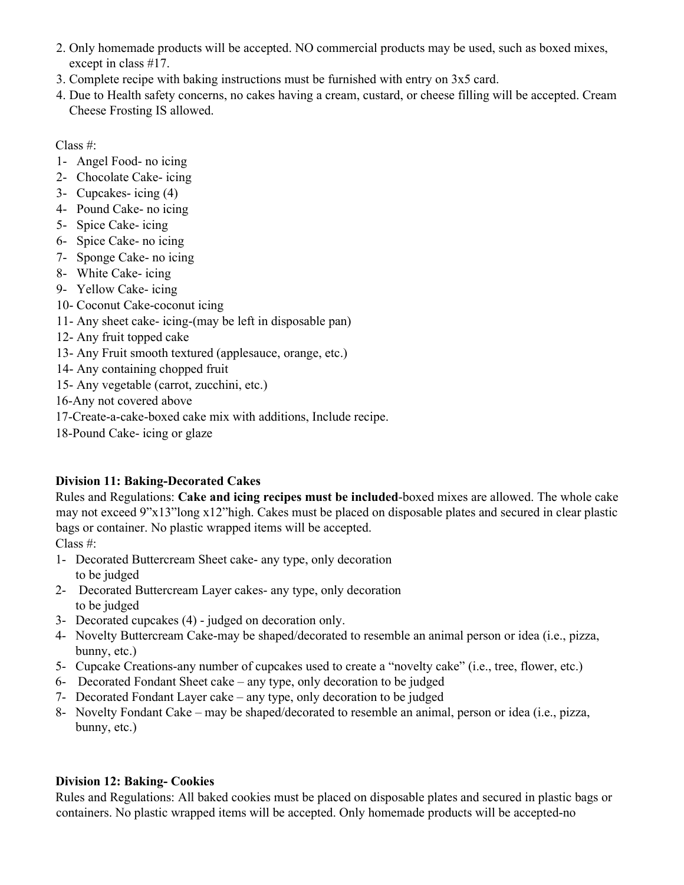2. Only homemade products will be accepted. NO commercial products may be used, such as boxed mixes, except in class #17.
3. Complete recipe with baking instructions must be furnished with entry on 3x5 card.
4. Due to Health safety concerns, no cakes having a cream, custard, or cheese filling will be accepted. Cream Cheese Frosting IS allowed.

Class #:

1- Angel Food- no icing
2- Chocolate Cake- icing
3- Cupcakes- icing (4)
4- Pound Cake- no icing
5- Spice Cake- icing
6- Spice Cake- no icing
7- Sponge Cake- no icing
8- White Cake- icing
9- Yellow Cake- icing
10- Coconut Cake-coconut icing
11- Any sheet cake- icing-(may be left in disposable pan)
12- Any fruit topped cake
13- Any Fruit smooth textured (applesauce, orange, etc.)
14- Any containing chopped fruit
15- Any vegetable (carrot, zucchini, etc.)
16-Any not covered above
17-Create-a-cake-boxed cake mix with additions, Include recipe.
18-Pound Cake- icing or glaze

**Division 11: Baking-Decorated Cakes**

Rules and Regulations: **Cake and icing recipes must be included**-boxed mixes are allowed. The whole cake may not exceed 9"x13"long x12"high. Cakes must be placed on disposable plates and secured in clear plastic bags or container. No plastic wrapped items will be accepted.

Class #:

1- Decorated Buttercream Sheet cake- any type, only decoration to be judged
2- Decorated Buttercream Layer cakes- any type, only decoration to be judged
3- Decorated cupcakes (4) - judged on decoration only.
4- Novelty Buttercream Cake-may be shaped/decorated to resemble an animal person or idea (i.e., pizza, bunny, etc.)
5- Cupcake Creations-any number of cupcakes used to create a "novelty cake" (i.e., tree, flower, etc.)
6- Decorated Fondant Sheet cake – any type, only decoration to be judged
7- Decorated Fondant Layer cake – any type, only decoration to be judged
8- Novelty Fondant Cake – may be shaped/decorated to resemble an animal, person or idea (i.e., pizza, bunny, etc.)

**Division 12: Baking- Cookies**

Rules and Regulations: All baked cookies must be placed on disposable plates and secured in plastic bags or containers. No plastic wrapped items will be accepted. Only homemade products will be accepted-no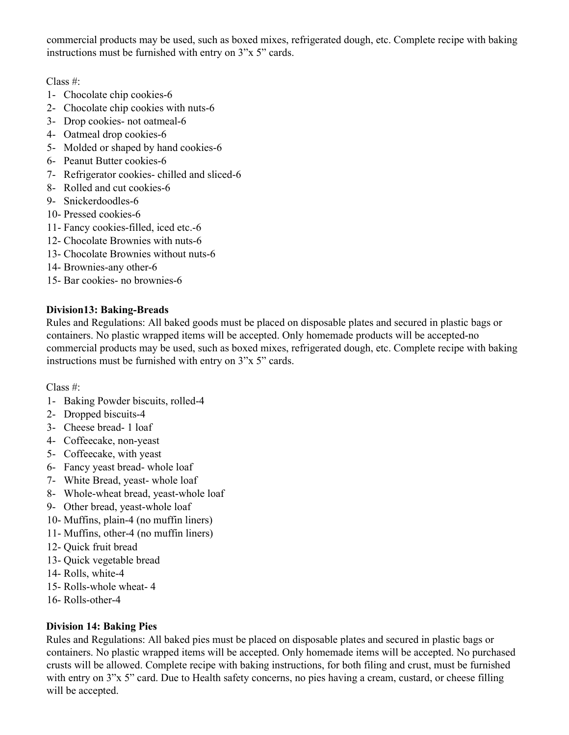commercial products may be used, such as boxed mixes, refrigerated dough, etc. Complete recipe with baking instructions must be furnished with entry on 3"x 5" cards.

Class #:

1- Chocolate chip cookies-6
2- Chocolate chip cookies with nuts-6
3- Drop cookies- not oatmeal-6
4- Oatmeal drop cookies-6
5- Molded or shaped by hand cookies-6
6- Peanut Butter cookies-6
7- Refrigerator cookies- chilled and sliced-6
8- Rolled and cut cookies-6
9- Snickerdoodles-6
10- Pressed cookies-6
11- Fancy cookies-filled, iced etc.-6
12- Chocolate Brownies with nuts-6
13- Chocolate Brownies without nuts-6
14- Brownies-any other-6
15- Bar cookies- no brownies-6

**Division13: Baking-Breads**

Rules and Regulations: All baked goods must be placed on disposable plates and secured in plastic bags or containers. No plastic wrapped items will be accepted. Only homemade products will be accepted-no commercial products may be used, such as boxed mixes, refrigerated dough, etc. Complete recipe with baking instructions must be furnished with entry on 3"x 5" cards.

Class #:

1- Baking Powder biscuits, rolled-4
2- Dropped biscuits-4
3- Cheese bread- 1 loaf
4- Coffeecake, non-yeast
5- Coffeecake, with yeast
6- Fancy yeast bread- whole loaf
7- White Bread, yeast- whole loaf
8- Whole-wheat bread, yeast-whole loaf
9- Other bread, yeast-whole loaf
10- Muffins, plain-4 (no muffin liners)
11- Muffins, other-4 (no muffin liners)
12- Quick fruit bread
13- Quick vegetable bread
14- Rolls, white-4
15- Rolls-whole wheat- 4
16- Rolls-other-4

**Division 14: Baking Pies**

Rules and Regulations: All baked pies must be placed on disposable plates and secured in plastic bags or containers. No plastic wrapped items will be accepted. Only homemade items will be accepted. No purchased crusts will be allowed. Complete recipe with baking instructions, for both filing and crust, must be furnished with entry on 3"x 5" card. Due to Health safety concerns, no pies having a cream, custard, or cheese filling will be accepted.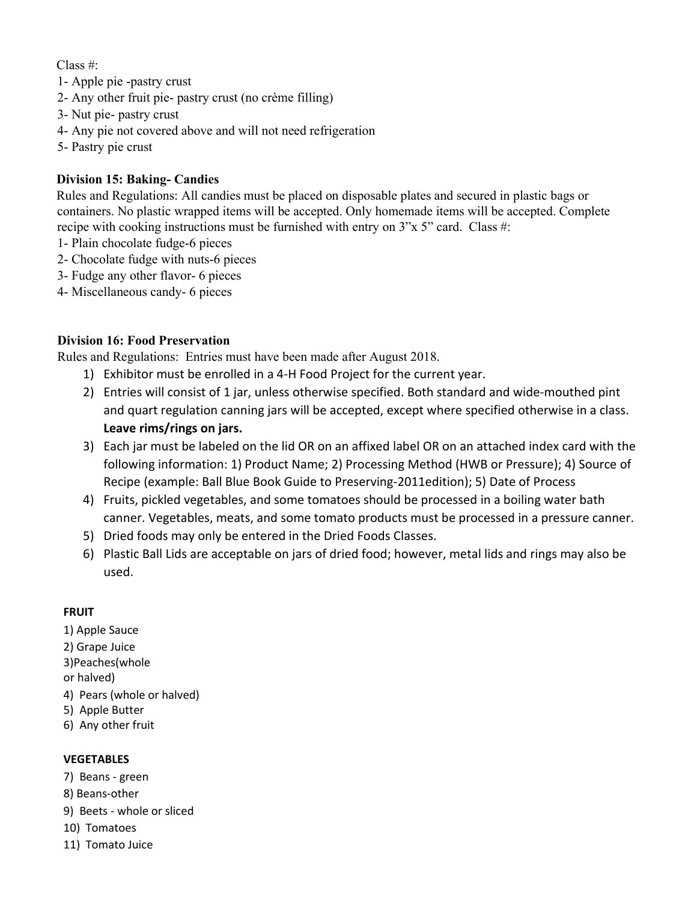Class #:

1- Apple pie -pastry crust
2- Any other fruit pie- pastry crust (no crème filling)
3- Nut pie- pastry crust
4- Any pie not covered above and will not need refrigeration
5- Pastry pie crust

### Division 15: Baking- Candies

Rules and Regulations: All candies must be placed on disposable plates and secured in plastic bags or containers. No plastic wrapped items will be accepted. Only homemade items will be accepted. Complete recipe with cooking instructions must be furnished with entry on 3"x 5" card. Class #:

1- Plain chocolate fudge-6 pieces
2- Chocolate fudge with nuts-6 pieces
3- Fudge any other flavor- 6 pieces
4- Miscellaneous candy- 6 pieces

### Division 16: Food Preservation

Rules and Regulations: Entries must have been made after August 2018.

1) Exhibitor must be enrolled in a 4-H Food Project for the current year.
2) Entries will consist of 1 jar, unless otherwise specified. Both standard and wide-mouthed pint and quart regulation canning jars will be accepted, except where specified otherwise in a class. **Leave rims/rings on jars.**
3) Each jar must be labeled on the lid OR on an affixed label OR on an attached index card with the following information: 1) Product Name; 2) Processing Method (HWB or Pressure); 4) Source of Recipe (example: Ball Blue Book Guide to Preserving-2011edition); 5) Date of Process
4) Fruits, pickled vegetables, and some tomatoes should be processed in a boiling water bath canner. Vegetables, meats, and some tomato products must be processed in a pressure canner.
5) Dried foods may only be entered in the Dried Foods Classes.
6) Plastic Ball Lids are acceptable on jars of dried food; however, metal lids and rings may also be used.

**FRUIT**

1) Apple Sauce
2) Grape Juice
3) Peaches(whole or halved)
4) Pears (whole or halved)
5) Apple Butter
6) Any other fruit

**VEGETABLES**

7) Beans - green
8) Beans-other
9) Beets - whole or sliced
10) Tomatoes
11) Tomato Juice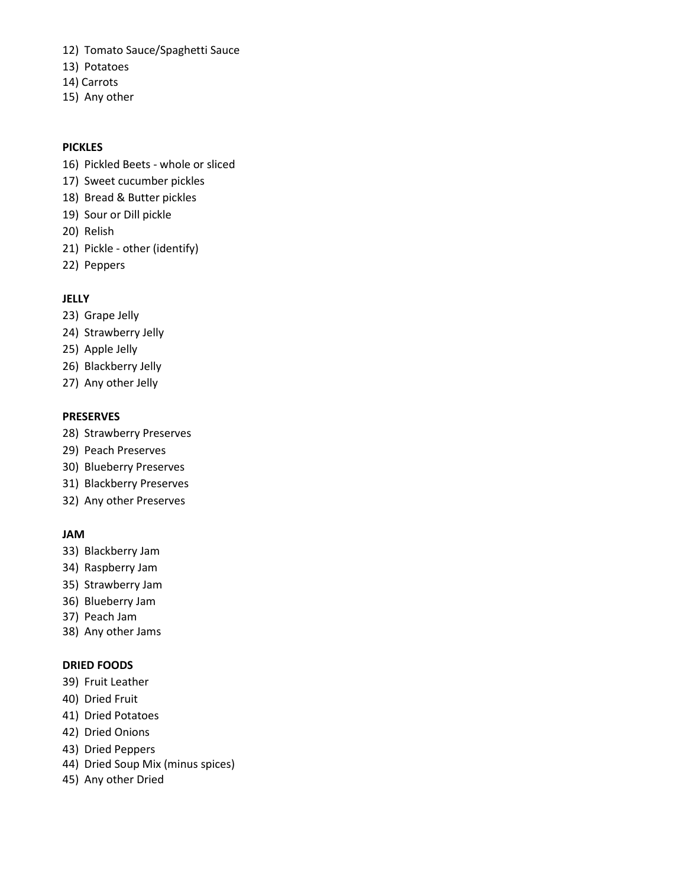12) Tomato Sauce/Spaghetti Sauce
13) Potatoes
14) Carrots
15) Any other

**PICKLES**

16) Pickled Beets - whole or sliced
17) Sweet cucumber pickles
18) Bread & Butter pickles
19) Sour or Dill pickle
20) Relish
21) Pickle - other (identify)
22) Peppers

**JELLY**

23) Grape Jelly
24) Strawberry Jelly
25) Apple Jelly
26) Blackberry Jelly
27) Any other Jelly

**PRESERVES**

28) Strawberry Preserves
29) Peach Preserves
30) Blueberry Preserves
31) Blackberry Preserves
32) Any other Preserves

**JAM**

33) Blackberry Jam
34) Raspberry Jam
35) Strawberry Jam
36) Blueberry Jam
37) Peach Jam
38) Any other Jams

**DRIED FOODS**

39) Fruit Leather
40) Dried Fruit
41) Dried Potatoes
42) Dried Onions
43) Dried Peppers
44) Dried Soup Mix (minus spices)
45) Any other Dried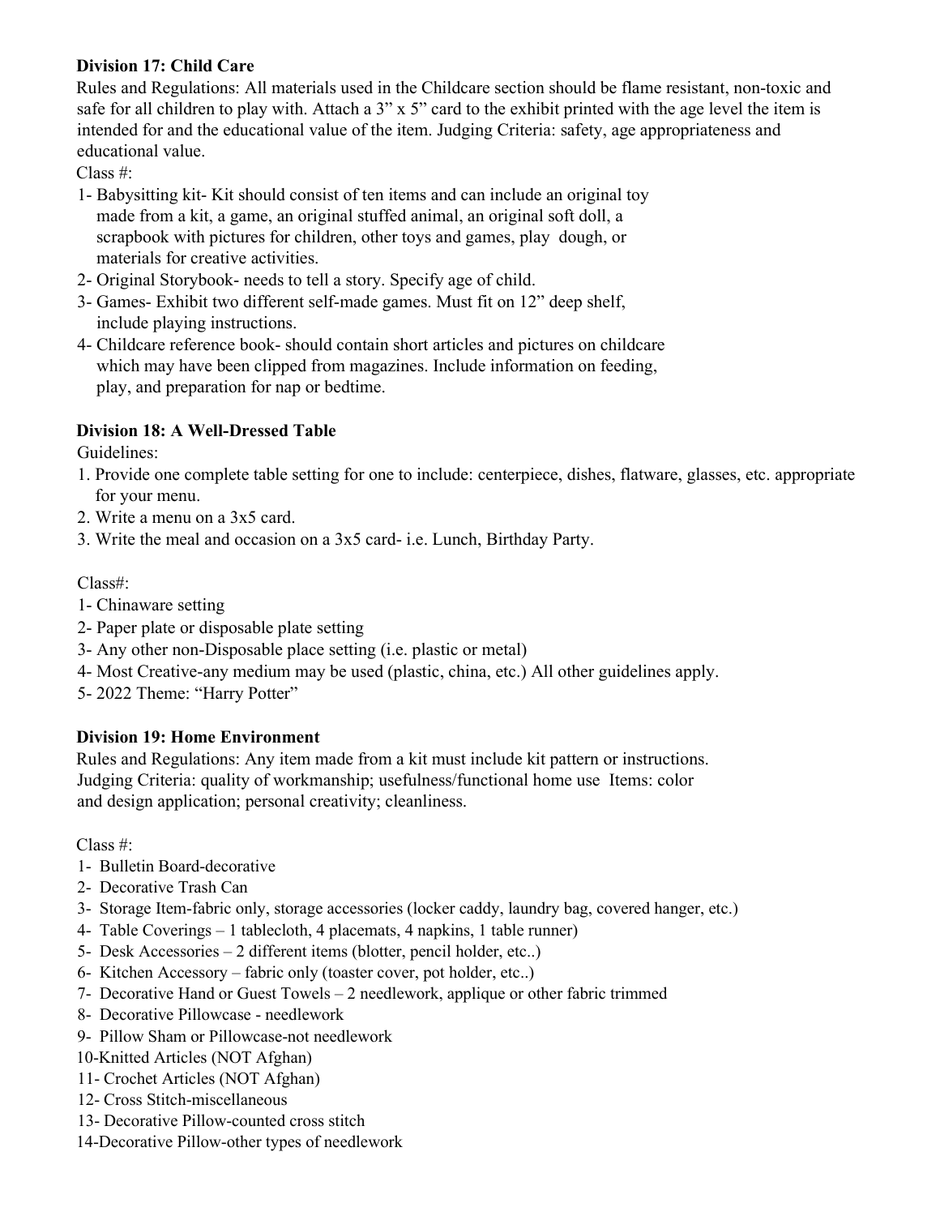**Division 17: Child Care**

Rules and Regulations: All materials used in the Childcare section should be flame resistant, non-toxic and safe for all children to play with. Attach a 3" x 5" card to the exhibit printed with the age level the item is intended for and the educational value of the item. Judging Criteria: safety, age appropriateness and educational value.

Class #:

1- Babysitting kit- Kit should consist of ten items and can include an original toy made from a kit, a game, an original stuffed animal, an original soft doll, a scrapbook with pictures for children, other toys and games, play dough, or materials for creative activities.
2- Original Storybook- needs to tell a story. Specify age of child.
3- Games- Exhibit two different self-made games. Must fit on 12" deep shelf, include playing instructions.
4- Childcare reference book- should contain short articles and pictures on childcare which may have been clipped from magazines. Include information on feeding, play, and preparation for nap or bedtime.

**Division 18: A Well-Dressed Table**

Guidelines:

1. Provide one complete table setting for one to include: centerpiece, dishes, flatware, glasses, etc. appropriate for your menu.
2. Write a menu on a 3x5 card.
3. Write the meal and occasion on a 3x5 card- i.e. Lunch, Birthday Party.

Class#:

1- Chinaware setting
2- Paper plate or disposable plate setting
3- Any other non-Disposable place setting (i.e. plastic or metal)
4- Most Creative-any medium may be used (plastic, china, etc.) All other guidelines apply.
5- 2022 Theme: "Harry Potter"

**Division 19: Home Environment**

Rules and Regulations: Any item made from a kit must include kit pattern or instructions. Judging Criteria: quality of workmanship; usefulness/functional home use Items: color and design application; personal creativity; cleanliness.

Class #:

1- Bulletin Board-decorative
2- Decorative Trash Can
3- Storage Item-fabric only, storage accessories (locker caddy, laundry bag, covered hanger, etc.)
4- Table Coverings – 1 tablecloth, 4 placemats, 4 napkins, 1 table runner)
5- Desk Accessories – 2 different items (blotter, pencil holder, etc..)
6- Kitchen Accessory – fabric only (toaster cover, pot holder, etc..)
7- Decorative Hand or Guest Towels – 2 needlework, applique or other fabric trimmed
8- Decorative Pillowcase - needlework
9- Pillow Sham or Pillowcase-not needlework
10-Knitted Articles (NOT Afghan)
11- Crochet Articles (NOT Afghan)
12- Cross Stitch-miscellaneous
13- Decorative Pillow-counted cross stitch
14-Decorative Pillow-other types of needlework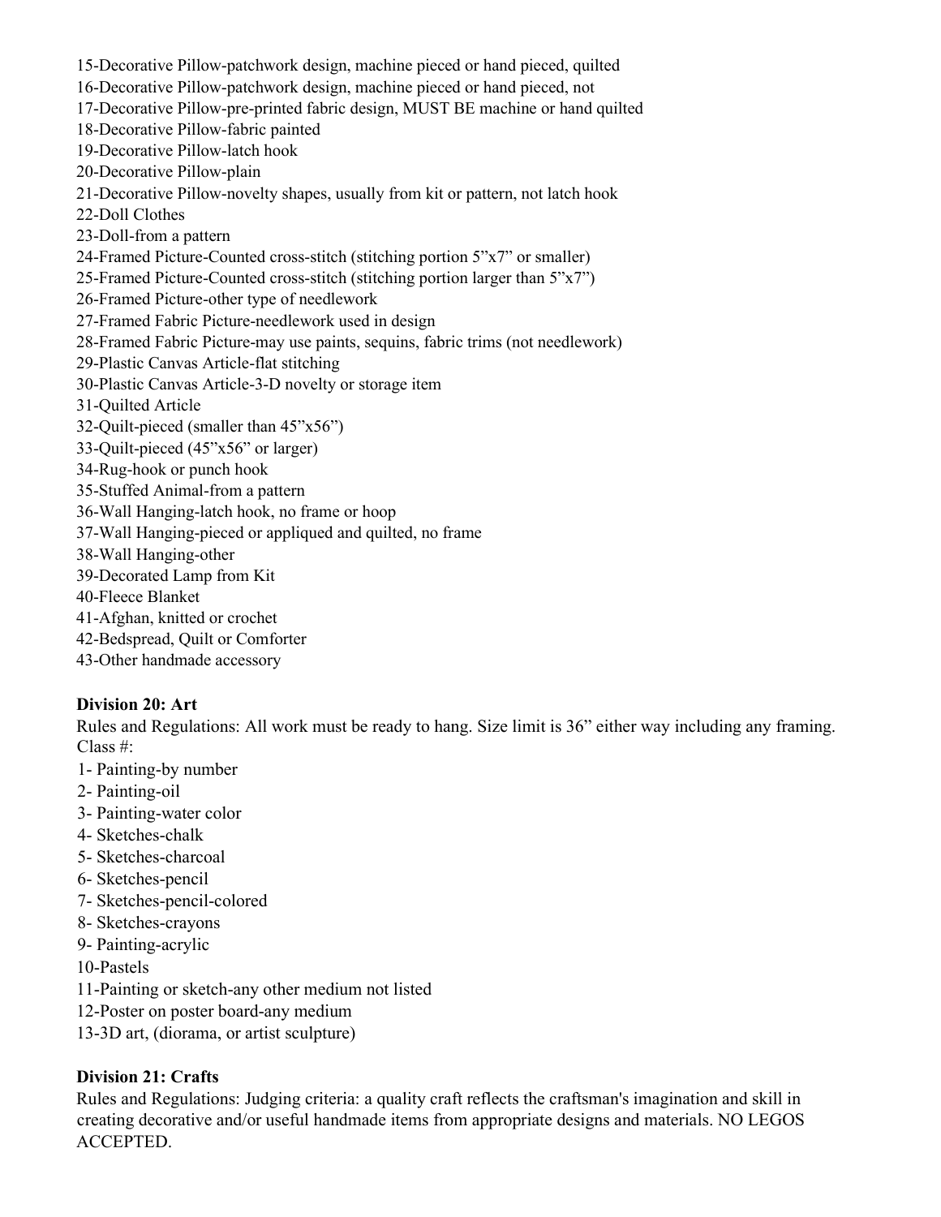15-Decorative Pillow-patchwork design, machine pieced or hand pieced, quilted
16-Decorative Pillow-patchwork design, machine pieced or hand pieced, not
17-Decorative Pillow-pre-printed fabric design, MUST BE machine or hand quilted
18-Decorative Pillow-fabric painted
19-Decorative Pillow-latch hook
20-Decorative Pillow-plain
21-Decorative Pillow-novelty shapes, usually from kit or pattern, not latch hook
22-Doll Clothes
23-Doll-from a pattern
24-Framed Picture-Counted cross-stitch (stitching portion 5"x7" or smaller)
25-Framed Picture-Counted cross-stitch (stitching portion larger than 5"x7")
26-Framed Picture-other type of needlework
27-Framed Fabric Picture-needlework used in design
28-Framed Fabric Picture-may use paints, sequins, fabric trims (not needlework)
29-Plastic Canvas Article-flat stitching
30-Plastic Canvas Article-3-D novelty or storage item
31-Quilted Article
32-Quilt-pieced (smaller than 45"x56")
33-Quilt-pieced (45"x56" or larger)
34-Rug-hook or punch hook
35-Stuffed Animal-from a pattern
36-Wall Hanging-latch hook, no frame or hoop
37-Wall Hanging-pieced or appliqued and quilted, no frame
38-Wall Hanging-other
39-Decorated Lamp from Kit
40-Fleece Blanket
41-Afghan, knitted or crochet
42-Bedspread, Quilt or Comforter
43-Other handmade accessory

**Division 20: Art**

Rules and Regulations: All work must be ready to hang. Size limit is 36" either way including any framing.
Class #:

1- Painting-by number
2- Painting-oil
3- Painting-water color
4- Sketches-chalk
5- Sketches-charcoal
6- Sketches-pencil
7- Sketches-pencil-colored
8- Sketches-crayons
9- Painting-acrylic
10-Pastels
11-Painting or sketch-any other medium not listed
12-Poster on poster board-any medium
13-3D art, (diorama, or artist sculpture)

**Division 21: Crafts**

Rules and Regulations: Judging criteria: a quality craft reflects the craftsman's imagination and skill in creating decorative and/or useful handmade items from appropriate designs and materials. NO LEGOS ACCEPTED.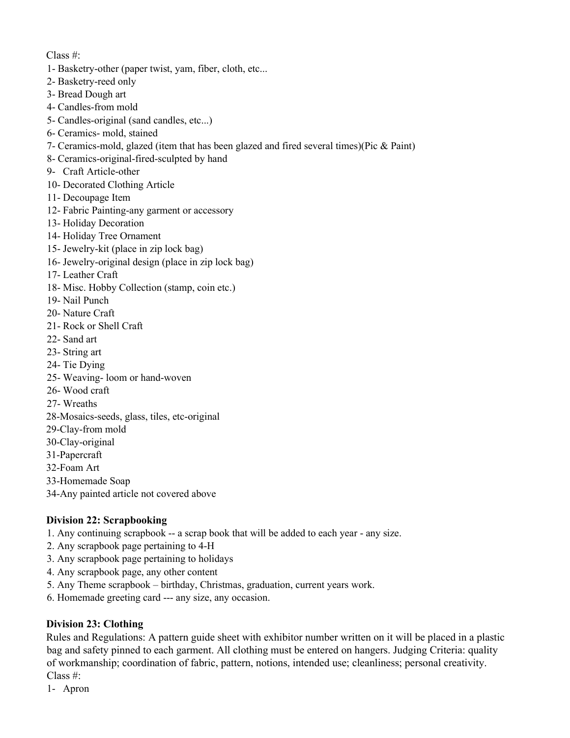Class #:

1- Basketry-other (paper twist, yam, fiber, cloth, etc...
2- Basketry-reed only
3- Bread Dough art
4- Candles-from mold
5- Candles-original (sand candles, etc...)
6- Ceramics- mold, stained
7- Ceramics-mold, glazed (item that has been glazed and fired several times)(Pic & Paint)
8- Ceramics-original-fired-sculpted by hand
9- Craft Article-other
10- Decorated Clothing Article
11- Decoupage Item
12- Fabric Painting-any garment or accessory
13- Holiday Decoration
14- Holiday Tree Ornament
15- Jewelry-kit (place in zip lock bag)
16- Jewelry-original design (place in zip lock bag)
17- Leather Craft
18- Misc. Hobby Collection (stamp, coin etc.)
19- Nail Punch
20- Nature Craft
21- Rock or Shell Craft
22- Sand art
23- String art
24- Tie Dying
25- Weaving- loom or hand-woven
26- Wood craft
27- Wreaths
28-Mosaics-seeds, glass, tiles, etc-original
29-Clay-from mold
30-Clay-original
31-Papercraft
32-Foam Art
33-Homemade Soap
34-Any painted article not covered above

**Division 22: Scrapbooking**

1. Any continuing scrapbook -- a scrap book that will be added to each year - any size.
2. Any scrapbook page pertaining to 4-H
3. Any scrapbook page pertaining to holidays
4. Any scrapbook page, any other content
5. Any Theme scrapbook – birthday, Christmas, graduation, current years work.
6. Homemade greeting card --- any size, any occasion.

**Division 23: Clothing**

Rules and Regulations: A pattern guide sheet with exhibitor number written on it will be placed in a plastic bag and safety pinned to each garment. All clothing must be entered on hangers. Judging Criteria: quality of workmanship; coordination of fabric, pattern, notions, intended use; cleanliness; personal creativity.

Class #:

1- Apron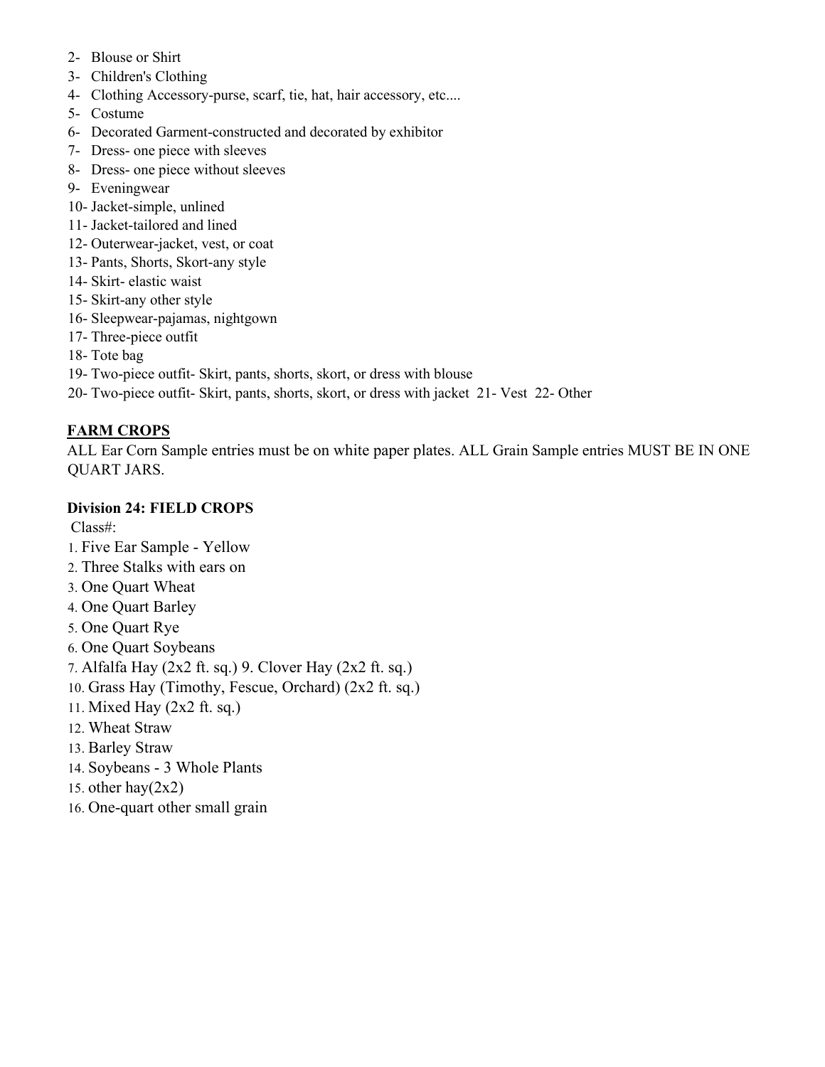2- Blouse or Shirt
3- Children's Clothing
4- Clothing Accessory-purse, scarf, tie, hat, hair accessory, etc....
5- Costume
6- Decorated Garment-constructed and decorated by exhibitor
7- Dress- one piece with sleeves
8- Dress- one piece without sleeves
9- Eveningwear
10- Jacket-simple, unlined
11- Jacket-tailored and lined
12- Outerwear-jacket, vest, or coat
13- Pants, Shorts, Skort-any style
14- Skirt- elastic waist
15- Skirt-any other style
16- Sleepwear-pajamas, nightgown
17- Three-piece outfit
18- Tote bag
19- Two-piece outfit- Skirt, pants, shorts, skort, or dress with blouse
20- Two-piece outfit- Skirt, pants, shorts, skort, or dress with jacket 21- Vest 22- Other

## FARM CROPS

ALL Ear Corn Sample entries must be on white paper plates. ALL Grain Sample entries MUST BE IN ONE QUART JARS.

### Division 24: FIELD CROPS

Class#:

1. Five Ear Sample - Yellow
2. Three Stalks with ears on
3. One Quart Wheat
4. One Quart Barley
5. One Quart Rye
6. One Quart Soybeans
7. Alfalfa Hay (2x2 ft. sq.) 9. Clover Hay (2x2 ft. sq.)
10. Grass Hay (Timothy, Fescue, Orchard) (2x2 ft. sq.)
11. Mixed Hay (2x2 ft. sq.)
12. Wheat Straw
13. Barley Straw
14. Soybeans - 3 Whole Plants
15. other hay(2x2)
16. One-quart other small grain